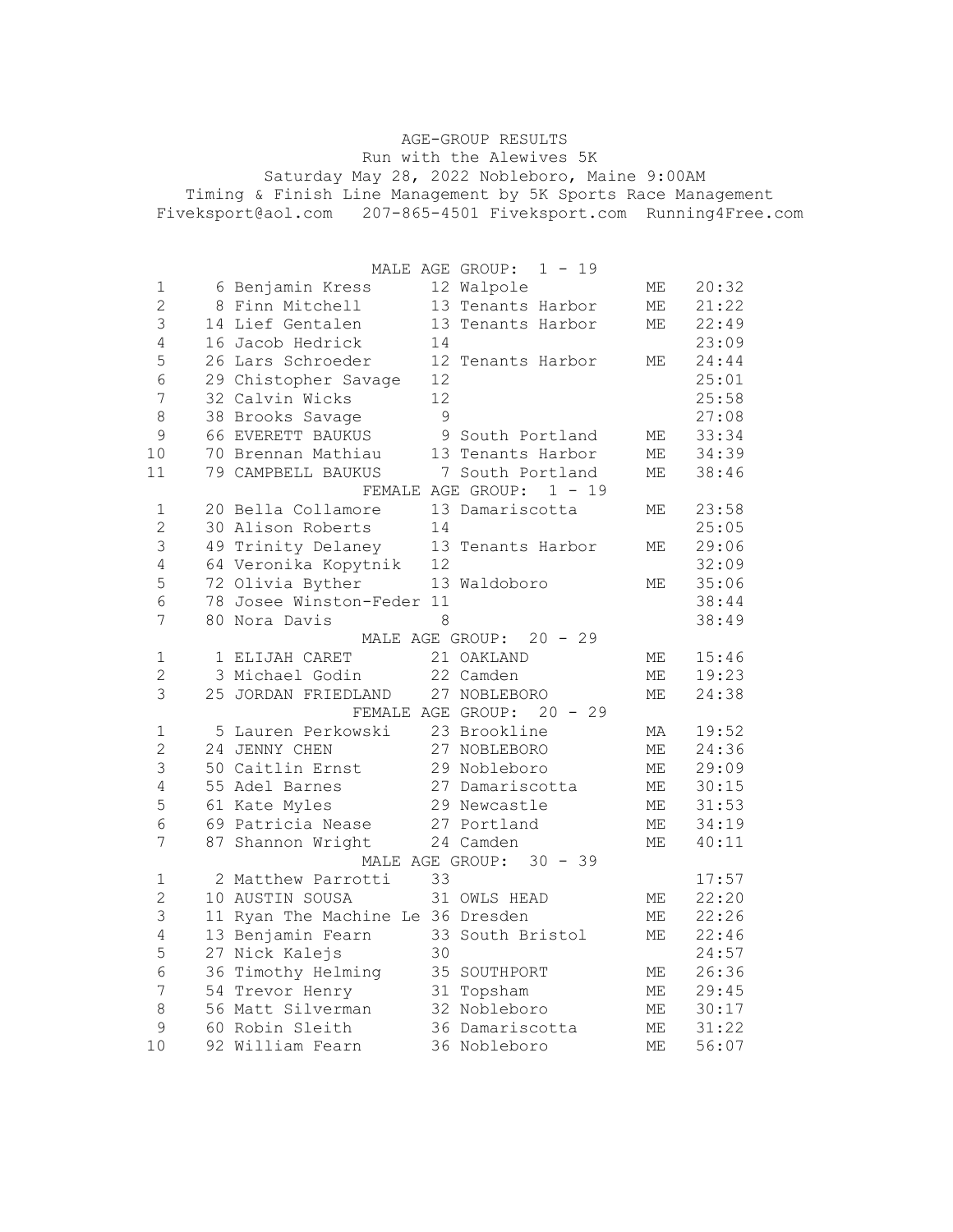# AGE-GROUP RESULTS

Run with the Alewives 5K

Saturday May 28, 2022 Nobleboro, Maine 9:00AM

Timing & Finish Line Management by 5K Sports Race Management

Fiveksport@aol.com 207-865-4501 Fiveksport.com Running4Free.com

## MALE AGE GROUP: 1 - 19

| Place | Bib | Name | Age | City | State | Time |
|---|---|---|---|---|---|---|
| 1 | 6 | Benjamin Kress | 12 | Walpole | ME | 20:32 |
| 2 | 8 | Finn Mitchell | 13 | Tenants Harbor | ME | 21:22 |
| 3 | 14 | Lief Gentalen | 13 | Tenants Harbor | ME | 22:49 |
| 4 | 16 | Jacob Hedrick | 14 | | | 23:09 |
| 5 | 26 | Lars Schroeder | 12 | Tenants Harbor | ME | 24:44 |
| 6 | 29 | Chistopher Savage | 12 | | | 25:01 |
| 7 | 32 | Calvin Wicks | 12 | | | 25:58 |
| 8 | 38 | Brooks Savage | 9 | | | 27:08 |
| 9 | 66 | EVERETT BAUKUS | 9 | South Portland | ME | 33:34 |
| 10 | 70 | Brennan Mathiau | 13 | Tenants Harbor | ME | 34:39 |
| 11 | 79 | CAMPBELL BAUKUS | 7 | South Portland | ME | 38:46 |

## FEMALE AGE GROUP: 1 - 19

| Place | Bib | Name | Age | City | State | Time |
|---|---|---|---|---|---|---|
| 1 | 20 | Bella Collamore | 13 | Damariscotta | ME | 23:58 |
| 2 | 30 | Alison Roberts | 14 | | | 25:05 |
| 3 | 49 | Trinity Delaney | 13 | Tenants Harbor | ME | 29:06 |
| 4 | 64 | Veronika Kopytnik | 12 | | | 32:09 |
| 5 | 72 | Olivia Byther | 13 | Waldoboro | ME | 35:06 |
| 6 | 78 | Josee Winston-Feder | 11 | | | 38:44 |
| 7 | 80 | Nora Davis | 8 | | | 38:49 |

## MALE AGE GROUP: 20 - 29

| Place | Bib | Name | Age | City | State | Time |
|---|---|---|---|---|---|---|
| 1 | 1 | ELIJAH CARET | 21 | OAKLAND | ME | 15:46 |
| 2 | 3 | Michael Godin | 22 | Camden | ME | 19:23 |
| 3 | 25 | JORDAN FRIEDLAND | 27 | NOBLEBORO | ME | 24:38 |

## FEMALE AGE GROUP: 20 - 29

| Place | Bib | Name | Age | City | State | Time |
|---|---|---|---|---|---|---|
| 1 | 5 | Lauren Perkowski | 23 | Brookline | MA | 19:52 |
| 2 | 24 | JENNY CHEN | 27 | NOBLEBORO | ME | 24:36 |
| 3 | 50 | Caitlin Ernst | 29 | Nobleboro | ME | 29:09 |
| 4 | 55 | Adel Barnes | 27 | Damariscotta | ME | 30:15 |
| 5 | 61 | Kate Myles | 29 | Newcastle | ME | 31:53 |
| 6 | 69 | Patricia Nease | 27 | Portland | ME | 34:19 |
| 7 | 87 | Shannon Wright | 24 | Camden | ME | 40:11 |

## MALE AGE GROUP: 30 - 39

| Place | Bib | Name | Age | City | State | Time |
|---|---|---|---|---|---|---|
| 1 | 2 | Matthew Parrotti | 33 | | | 17:57 |
| 2 | 10 | AUSTIN SOUSA | 31 | OWLS HEAD | ME | 22:20 |
| 3 | 11 | Ryan The Machine Le | 36 | Dresden | ME | 22:26 |
| 4 | 13 | Benjamin Fearn | 33 | South Bristol | ME | 22:46 |
| 5 | 27 | Nick Kalejs | 30 | | | 24:57 |
| 6 | 36 | Timothy Helming | 35 | SOUTHPORT | ME | 26:36 |
| 7 | 54 | Trevor Henry | 31 | Topsham | ME | 29:45 |
| 8 | 56 | Matt Silverman | 32 | Nobleboro | ME | 30:17 |
| 9 | 60 | Robin Sleith | 36 | Damariscotta | ME | 31:22 |
| 10 | 92 | William Fearn | 36 | Nobleboro | ME | 56:07 |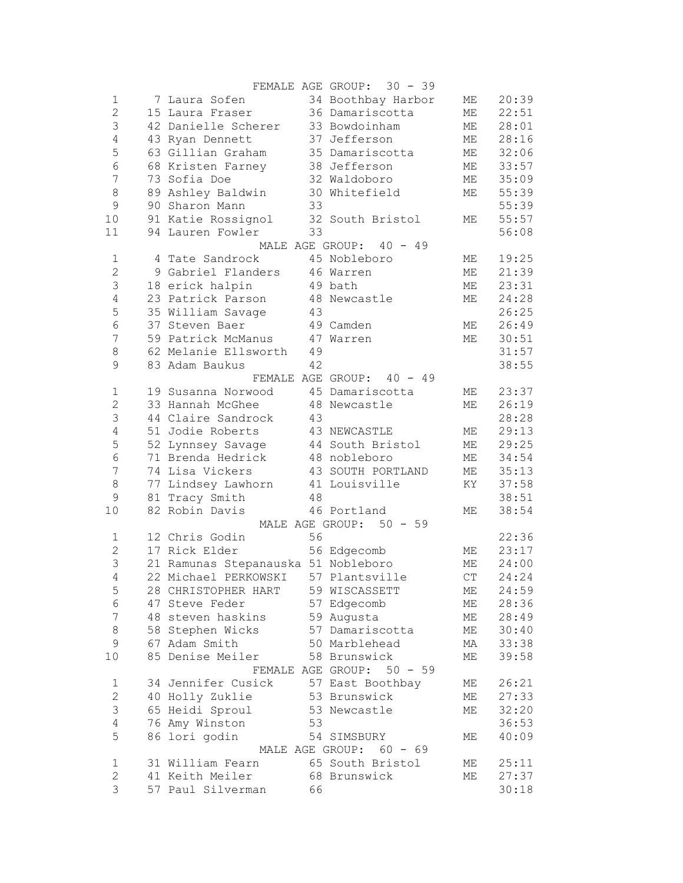### FEMALE AGE GROUP: 30 - 39

| Place | Bib | Name | Age | City | State | Time |
|---|---|---|---|---|---|---|
| 1 | 7 | Laura Sofen | 34 | Boothbay Harbor | ME | 20:39 |
| 2 | 15 | Laura Fraser | 36 | Damariscotta | ME | 22:51 |
| 3 | 42 | Danielle Scherer | 33 | Bowdoinham | ME | 28:01 |
| 4 | 43 | Ryan Dennett | 37 | Jefferson | ME | 28:16 |
| 5 | 63 | Gillian Graham | 35 | Damariscotta | ME | 32:06 |
| 6 | 68 | Kristen Farney | 38 | Jefferson | ME | 33:57 |
| 7 | 73 | Sofia Doe | 32 | Waldoboro | ME | 35:09 |
| 8 | 89 | Ashley Baldwin | 30 | Whitefield | ME | 55:39 |
| 9 | 90 | Sharon Mann | 33 | | | 55:39 |
| 10 | 91 | Katie Rossignol | 32 | South Bristol | ME | 55:57 |
| 11 | 94 | Lauren Fowler | 33 | | | 56:08 |

### MALE AGE GROUP: 40 - 49

| Place | Bib | Name | Age | City | State | Time |
|---|---|---|---|---|---|---|
| 1 | 4 | Tate Sandrock | 45 | Nobleboro | ME | 19:25 |
| 2 | 9 | Gabriel Flanders | 46 | Warren | ME | 21:39 |
| 3 | 18 | erick halpin | 49 | bath | ME | 23:31 |
| 4 | 23 | Patrick Parson | 48 | Newcastle | ME | 24:28 |
| 5 | 35 | William Savage | 43 | | | 26:25 |
| 6 | 37 | Steven Baer | 49 | Camden | ME | 26:49 |
| 7 | 59 | Patrick McManus | 47 | Warren | ME | 30:51 |
| 8 | 62 | Melanie Ellsworth | 49 | | | 31:57 |
| 9 | 83 | Adam Baukus | 42 | | | 38:55 |

### FEMALE AGE GROUP: 40 - 49

| Place | Bib | Name | Age | City | State | Time |
|---|---|---|---|---|---|---|
| 1 | 19 | Susanna Norwood | 45 | Damariscotta | ME | 23:37 |
| 2 | 33 | Hannah McGhee | 48 | Newcastle | ME | 26:19 |
| 3 | 44 | Claire Sandrock | 43 | | | 28:28 |
| 4 | 51 | Jodie Roberts | 43 | NEWCASTLE | ME | 29:13 |
| 5 | 52 | Lynnsey Savage | 44 | South Bristol | ME | 29:25 |
| 6 | 71 | Brenda Hedrick | 48 | nobleboro | ME | 34:54 |
| 7 | 74 | Lisa Vickers | 43 | SOUTH PORTLAND | ME | 35:13 |
| 8 | 77 | Lindsey Lawhorn | 41 | Louisville | KY | 37:58 |
| 9 | 81 | Tracy Smith | 48 | | | 38:51 |
| 10 | 82 | Robin Davis | 46 | Portland | ME | 38:54 |

### MALE AGE GROUP: 50 - 59

| Place | Bib | Name | Age | City | State | Time |
|---|---|---|---|---|---|---|
| 1 | 12 | Chris Godin | 56 | | | 22:36 |
| 2 | 17 | Rick Elder | 56 | Edgecomb | ME | 23:17 |
| 3 | 21 | Ramunas Stepanauska | 51 | Nobleboro | ME | 24:00 |
| 4 | 22 | Michael PERKOWSKI | 57 | Plantsville | CT | 24:24 |
| 5 | 28 | CHRISTOPHER HART | 59 | WISCASSETT | ME | 24:59 |
| 6 | 47 | Steve Feder | 57 | Edgecomb | ME | 28:36 |
| 7 | 48 | steven haskins | 59 | Augusta | ME | 28:49 |
| 8 | 58 | Stephen Wicks | 57 | Damariscotta | ME | 30:40 |
| 9 | 67 | Adam Smith | 50 | Marblehead | MA | 33:38 |
| 10 | 85 | Denise Meiler | 58 | Brunswick | ME | 39:58 |

### FEMALE AGE GROUP: 50 - 59

| Place | Bib | Name | Age | City | State | Time |
|---|---|---|---|---|---|---|
| 1 | 34 | Jennifer Cusick | 57 | East Boothbay | ME | 26:21 |
| 2 | 40 | Holly Zuklie | 53 | Brunswick | ME | 27:33 |
| 3 | 65 | Heidi Sproul | 53 | Newcastle | ME | 32:20 |
| 4 | 76 | Amy Winston | 53 | | | 36:53 |
| 5 | 86 | lori godin | 54 | SIMSBURY | ME | 40:09 |

### MALE AGE GROUP: 60 - 69

| Place | Bib | Name | Age | City | State | Time |
|---|---|---|---|---|---|---|
| 1 | 31 | William Fearn | 65 | South Bristol | ME | 25:11 |
| 2 | 41 | Keith Meiler | 68 | Brunswick | ME | 27:37 |
| 3 | 57 | Paul Silverman | 66 | | | 30:18 |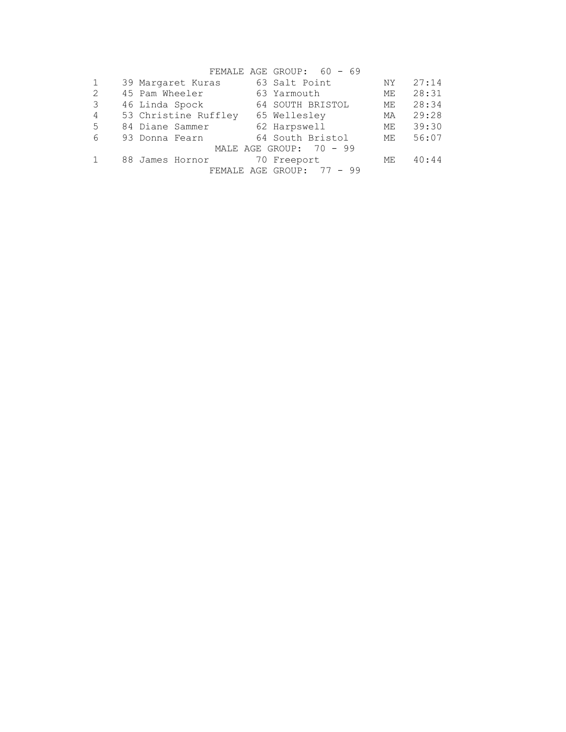FEMALE AGE GROUP: 60 - 69

| | | | | | | |
|---|---|---|---|---|---|---|
| 1 | 39 | Margaret Kuras | 63 | Salt Point | NY | 27:14 |
| 2 | 45 | Pam Wheeler | 63 | Yarmouth | ME | 28:31 |
| 3 | 46 | Linda Spock | 64 | SOUTH BRISTOL | ME | 28:34 |
| 4 | 53 | Christine Ruffley | 65 | Wellesley | MA | 29:28 |
| 5 | 84 | Diane Sammer | 62 | Harpswell | ME | 39:30 |
| 6 | 93 | Donna Fearn | 64 | South Bristol | ME | 56:07 |

MALE AGE GROUP: 70 - 99

| | | | | | | |
|---|---|---|---|---|---|---|
| 1 | 88 | James Hornor | 70 | Freeport | ME | 40:44 |

FEMALE AGE GROUP: 77 - 99